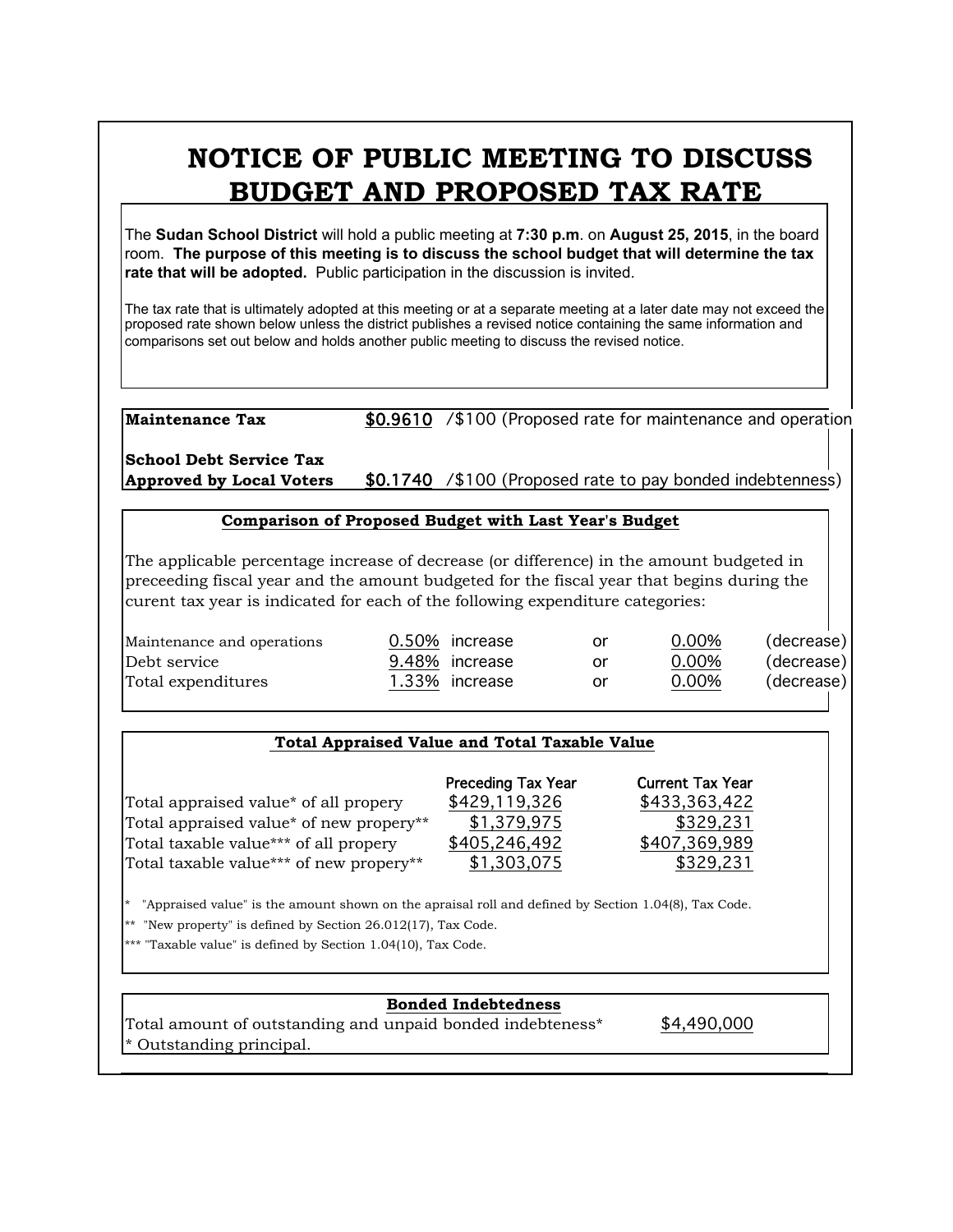# NOTICE OF PUBLIC MEETING TO DISCUSS BUDGET AND PROPOSED TAX RATE

The **Sudan School District** will hold a public meeting at **7:30 p.m**. on **August 25, 2015**, in the board room. **The purpose of this meeting is to discuss the school budget that will determine the tax rate that will be adopted.** Public participation in the discussion is invited.

The tax rate that is ultimately adopted at this meeting or at a separate meeting at a later date may not exceed the proposed rate shown below unless the district publishes a revised notice containing the same information and comparisons set out below and holds another public meeting to discuss the revised notice.

| | | |
|---|---|---|
| **Maintenance Tax** | $0.9610 | /$100 (Proposed rate for maintenance and operation |
| **School Debt Service Tax Approved by Local Voters** | $0.1740 | /$100 (Proposed rate to pay bonded indebtenness) |

**Comparison of Proposed Budget with Last Year's Budget**

The applicable percentage increase of decrease (or difference) in the amount budgeted in preceeding fiscal year and the amount budgeted for the fiscal year that begins during the curent tax year is indicated for each of the following expenditure categories:

| | | | | | |
|---|---|---|---|---|---|
| Maintenance and operations | 0.50% | increase | or | 0.00% | (decrease) |
| Debt service | 9.48% | increase | or | 0.00% | (decrease) |
| Total expenditures | 1.33% | increase | or | 0.00% | (decrease) |

**Total Appraised Value and Total Taxable Value**

| | Preceding Tax Year | Current Tax Year |
|---|---|---|
| Total appraised value* of all propery | $429,119,326 | $433,363,422 |
| Total appraised value* of new propery** | $1,379,975 | $329,231 |
| Total taxable value*** of all propery | $405,246,492 | $407,369,989 |
| Total taxable value*** of new propery** | $1,303,075 | $329,231 |

* "Appraised value" is the amount shown on the apraisal roll and defined by Section 1.04(8), Tax Code.

** "New property" is defined by Section 26.012(17), Tax Code.

*** "Taxable value" is defined by Section 1.04(10), Tax Code.

**Bonded Indebtedness**

| | |
|---|---|
| Total amount of outstanding and unpaid bonded indebteness* | $4,490,000 |

* Outstanding principal.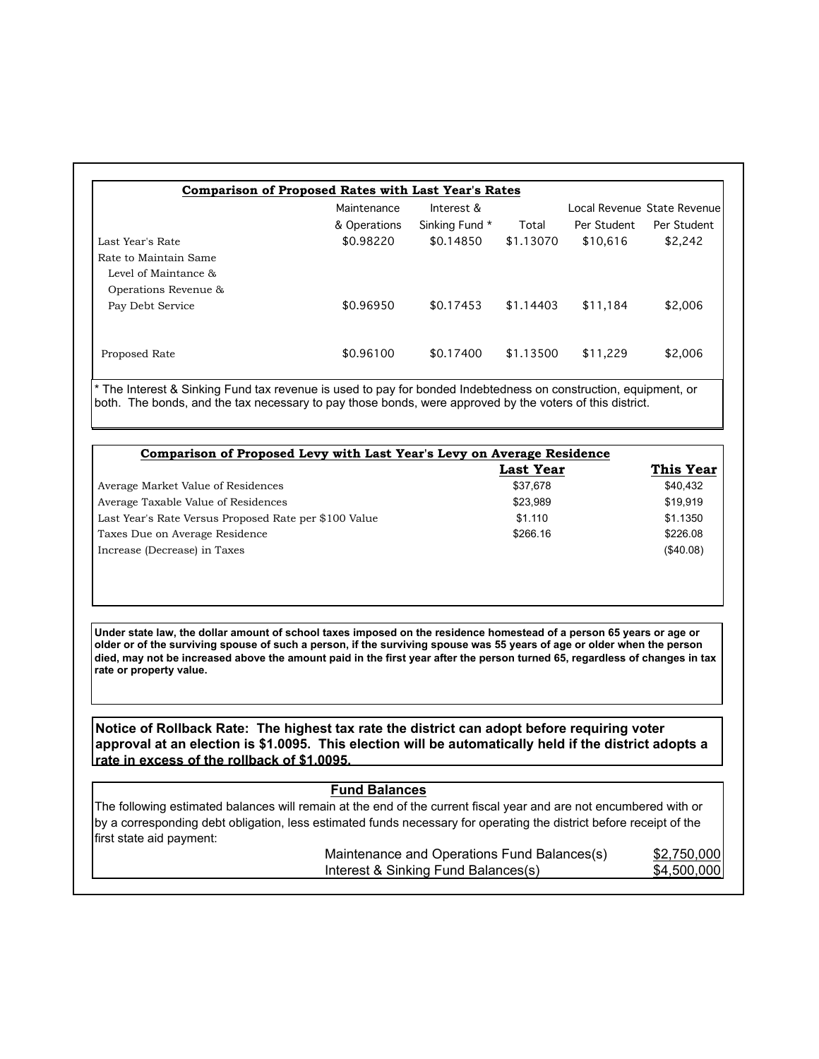## Comparison of Proposed Rates with Last Year's Rates

| | Maintenance & Operations | Interest & Sinking Fund * | Total | Local Revenue Per Student | State Revenue Per Student |
|---|---|---|---|---|---|
| Last Year's Rate | $0.98220 | $0.14850 | $1.13070 | $10,616 | $2,242 |
| Rate to Maintain Same Level of Maintance & Operations Revenue & Pay Debt Service | $0.96950 | $0.17453 | $1.14403 | $11,184 | $2,006 |
| Proposed Rate | $0.96100 | $0.17400 | $1.13500 | $11,229 | $2,006 |

* The Interest & Sinking Fund tax revenue is used to pay for bonded Indebtedness on construction, equipment, or both. The bonds, and the tax necessary to pay those bonds, were approved by the voters of this district.

## Comparison of Proposed Levy with Last Year's Levy on Average Residence

| | Last Year | This Year |
|---|---|---|
| Average Market Value of Residences | $37,678 | $40,432 |
| Average Taxable Value of Residences | $23,989 | $19,919 |
| Last Year's Rate Versus Proposed Rate per $100 Value | $1.110 | $1.1350 |
| Taxes Due on Average Residence | $266.16 | $226.08 |
| Increase (Decrease) in Taxes | | ($40.08) |

**Under state law, the dollar amount of school taxes imposed on the residence homestead of a person 65 years or age or older or of the surviving spouse of such a person, if the surviving spouse was 55 years of age or older when the person died, may not be increased above the amount paid in the first year after the person turned 65, regardless of changes in tax rate or property value.**

**Notice of Rollback Rate: The highest tax rate the district can adopt before requiring voter approval at an election is $1.0095. This election will be automatically held if the district adopts a rate in excess of the rollback of $1.0095.**

## Fund Balances

The following estimated balances will remain at the end of the current fiscal year and are not encumbered with or by a corresponding debt obligation, less estimated funds necessary for operating the district before receipt of the first state aid payment:

| | |
|---|---|
| Maintenance and Operations Fund Balances(s) | $2,750,000 |
| Interest & Sinking Fund Balances(s) | $4,500,000 |